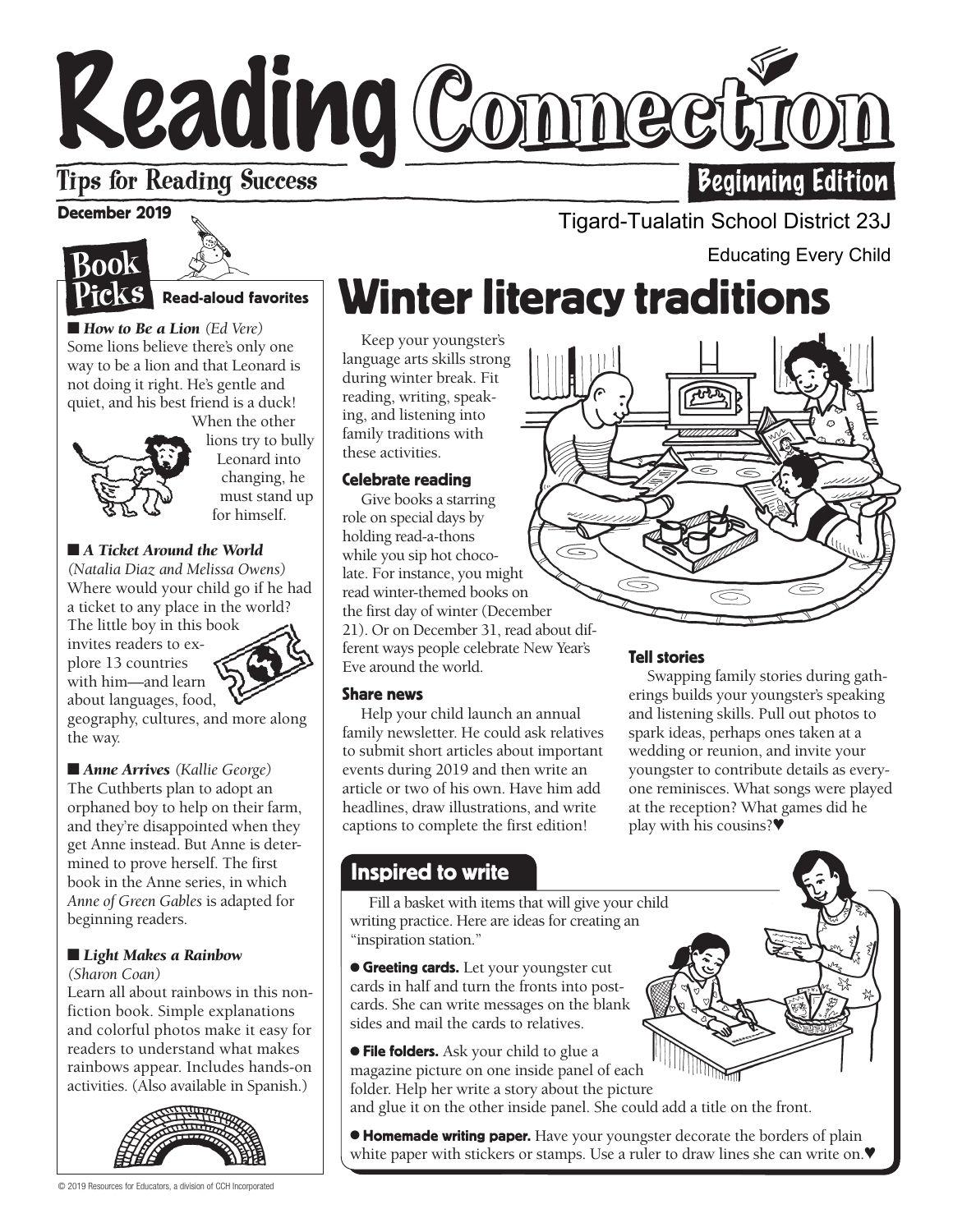# Reading Connection

Tips for Reading Success

Beginning Edition

December 2019

Tigard-Tualatin School District 23J

Educating Every Child

## Book Picks

**Read-aloud favorites**

■ ***How to Be a Lion*** *(Ed Vere)*
Some lions believe there's only one way to be a lion and that Leonard is not doing it right. He's gentle and quiet, and his best friend is a duck! When the other lions try to bully Leonard into changing, he must stand up for himself.

■ ***A Ticket Around the World*** *(Natalia Diaz and Melissa Owens)*
Where would your child go if he had a ticket to any place in the world? The little boy in this book invites readers to explore 13 countries with him—and learn about languages, food, geography, cultures, and more along the way.

■ ***Anne Arrives*** *(Kallie George)*
The Cuthberts plan to adopt an orphaned boy to help on their farm, and they're disappointed when they get Anne instead. But Anne is determined to prove herself. The first book in the Anne series, in which *Anne of Green Gables* is adapted for beginning readers.

■ ***Light Makes a Rainbow*** *(Sharon Coan)*
Learn all about rainbows in this nonfiction book. Simple explanations and colorful photos make it easy for readers to understand what makes rainbows appear. Includes hands-on activities. (Also available in Spanish.)

# Winter literacy traditions

Keep your youngster's language arts skills strong during winter break. Fit reading, writing, speaking, and listening into family traditions with these activities.

### Celebrate reading

Give books a starring role on special days by holding read-a-thons while you sip hot chocolate. For instance, you might read winter-themed books on the first day of winter (December 21). Or on December 31, read about different ways people celebrate New Year's Eve around the world.

### Share news

Help your child launch an annual family newsletter. He could ask relatives to submit short articles about important events during 2019 and then write an article or two of his own. Have him add headlines, draw illustrations, and write captions to complete the first edition!

### Tell stories

Swapping family stories during gatherings builds your youngster's speaking and listening skills. Pull out photos to spark ideas, perhaps ones taken at a wedding or reunion, and invite your youngster to contribute details as everyone reminisces. What songs were played at the reception? What games did he play with his cousins?♥

## Inspired to write

Fill a basket with items that will give your child writing practice. Here are ideas for creating an "inspiration station."

- **Greeting cards.** Let your youngster cut cards in half and turn the fronts into postcards. She can write messages on the blank sides and mail the cards to relatives.
- **File folders.** Ask your child to glue a magazine picture on one inside panel of each folder. Help her write a story about the picture and glue it on the other inside panel. She could add a title on the front.
- **Homemade writing paper.** Have your youngster decorate the borders of plain white paper with stickers or stamps. Use a ruler to draw lines she can write on.♥

© 2019 Resources for Educators, a division of CCH Incorporated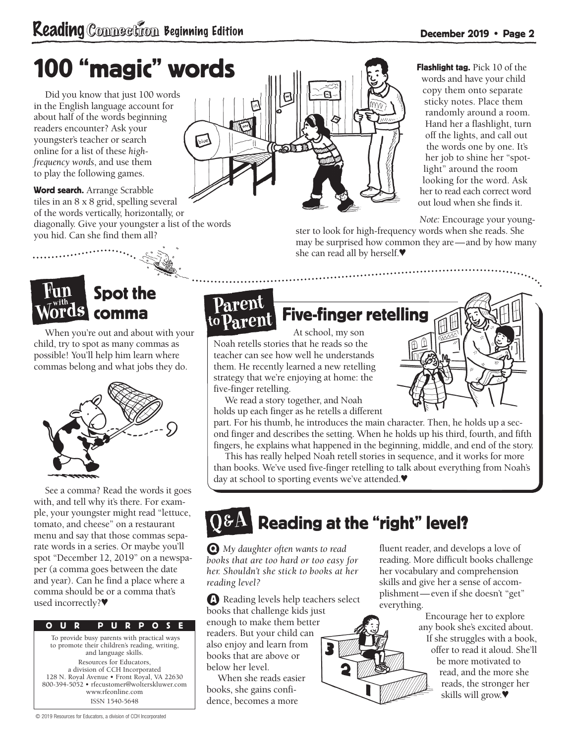# 100 "magic" words

Did you know that just 100 words in the English language account for about half of the words beginning readers encounter? Ask your youngster's teacher or search online for a list of these *high-frequency words*, and use them to play the following games.

**Word search.** Arrange Scrabble tiles in an 8 x 8 grid, spelling several of the words vertically, horizontally, or diagonally. Give your youngster a list of the words you hid. Can she find them all?

**Flashlight tag.** Pick 10 of the words and have your child copy them onto separate sticky notes. Place them randomly around a room. Hand her a flashlight, turn off the lights, and call out the words one by one. It's her job to shine her "spotlight" around the room looking for the word. Ask her to read each correct word out loud when she finds it.

*Note:* Encourage your youngster to look for high-frequency words when she reads. She may be surprised how common they are—and by how many she can read all by herself.♥

## Fun with Words: Spot the comma

When you're out and about with your child, try to spot as many commas as possible! You'll help him learn where commas belong and what jobs they do.

See a comma? Read the words it goes with, and tell why it's there. For example, your youngster might read "lettuce, tomato, and cheese" on a restaurant menu and say that those commas separate words in a series. Or maybe you'll spot "December 12, 2019" on a newspaper (a comma goes between the date and year). Can he find a place where a comma should be or a comma that's used incorrectly?♥

## Parent to Parent: Five-finger retelling

At school, my son Noah retells stories that he reads so the teacher can see how well he understands them. He recently learned a new retelling strategy that we're enjoying at home: the five-finger retelling.

We read a story together, and Noah holds up each finger as he retells a different part. For his thumb, he introduces the main character. Then, he holds up a second finger and describes the setting. When he holds up his third, fourth, and fifth fingers, he explains what happened in the beginning, middle, and end of the story.

This has really helped Noah retell stories in sequence, and it works for more than books. We've used five-finger retelling to talk about everything from Noah's day at school to sporting events we've attended.♥

## Q&A: Reading at the "right" level?

**Q** *My daughter often wants to read books that are too hard or too easy for her. Shouldn't she stick to books at her reading level?*

**A** Reading levels help teachers select books that challenge kids just enough to make them better readers. But your child can also enjoy and learn from books that are above or below her level.

When she reads easier books, she gains confidence, becomes a more fluent reader, and develops a love of reading. More difficult books challenge her vocabulary and comprehension skills and give her a sense of accomplishment—even if she doesn't "get" everything.

Encourage her to explore any book she's excited about. If she struggles with a book, offer to read it aloud. She'll be more motivated to read, and the more she reads, the stronger her skills will grow.♥

---

**OUR PURPOSE**

To provide busy parents with practical ways to promote their children's reading, writing, and language skills.

Resources for Educators, a division of CCH Incorporated
128 N. Royal Avenue • Front Royal, VA 22630
800-394-5052 • rfecustomer@wolterskluwer.com
www.rfeonline.com
ISSN 1540-5648

© 2019 Resources for Educators, a division of CCH Incorporated